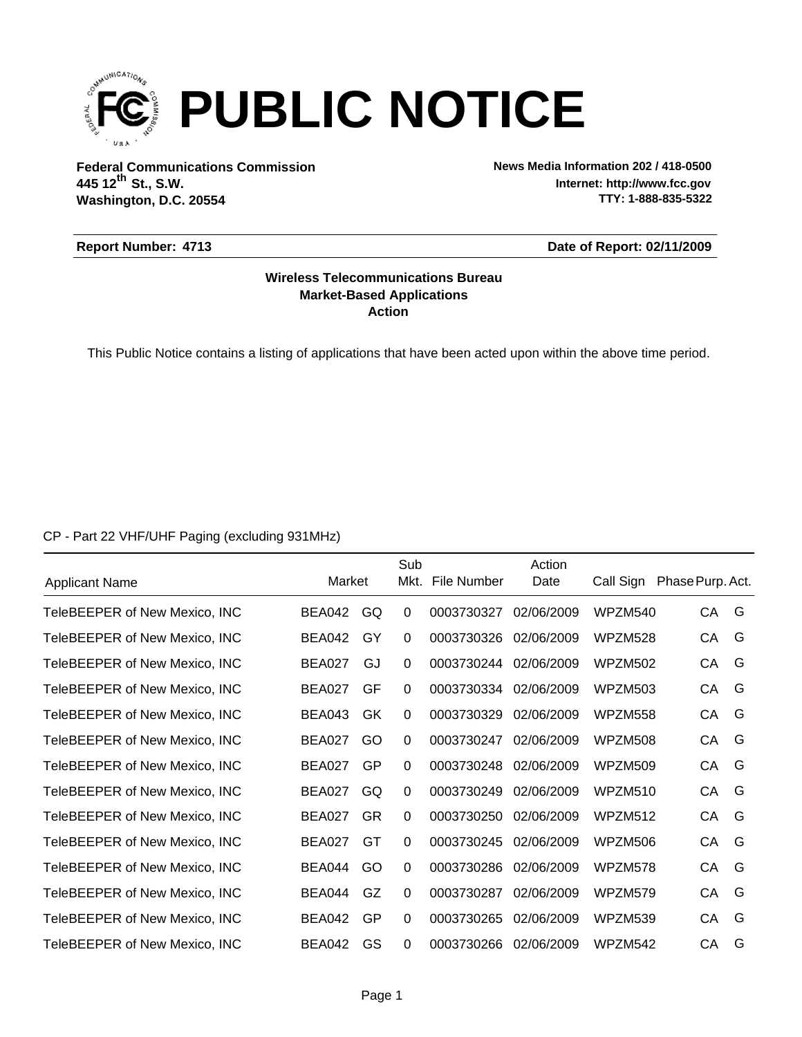# PUBLIC NOTICE

**Federal Communications Commission**
**445 12th St., S.W.**
**Washington, D.C. 20554**

**News Media Information 202 / 418-0500**
**Internet: http://www.fcc.gov**
**TTY: 1-888-835-5322**

**Report Number: 4713** **Date of Report: 02/11/2009**

**Wireless Telecommunications Bureau**
**Market-Based Applications**
**Action**

This Public Notice contains a listing of applications that have been acted upon within the above time period.

CP - Part 22 VHF/UHF Paging (excluding 931MHz)

| Applicant Name | Market | | Sub Mkt. | File Number | Action Date | Call Sign | Phase | Purp. | Act. |
|---|---|---|---|---|---|---|---|---|---|
| TeleBEEPER of New Mexico, INC | BEA042 | GQ | 0 | 0003730327 | 02/06/2009 | WPZM540 | | CA | G |
| TeleBEEPER of New Mexico, INC | BEA042 | GY | 0 | 0003730326 | 02/06/2009 | WPZM528 | | CA | G |
| TeleBEEPER of New Mexico, INC | BEA027 | GJ | 0 | 0003730244 | 02/06/2009 | WPZM502 | | CA | G |
| TeleBEEPER of New Mexico, INC | BEA027 | GF | 0 | 0003730334 | 02/06/2009 | WPZM503 | | CA | G |
| TeleBEEPER of New Mexico, INC | BEA043 | GK | 0 | 0003730329 | 02/06/2009 | WPZM558 | | CA | G |
| TeleBEEPER of New Mexico, INC | BEA027 | GO | 0 | 0003730247 | 02/06/2009 | WPZM508 | | CA | G |
| TeleBEEPER of New Mexico, INC | BEA027 | GP | 0 | 0003730248 | 02/06/2009 | WPZM509 | | CA | G |
| TeleBEEPER of New Mexico, INC | BEA027 | GQ | 0 | 0003730249 | 02/06/2009 | WPZM510 | | CA | G |
| TeleBEEPER of New Mexico, INC | BEA027 | GR | 0 | 0003730250 | 02/06/2009 | WPZM512 | | CA | G |
| TeleBEEPER of New Mexico, INC | BEA027 | GT | 0 | 0003730245 | 02/06/2009 | WPZM506 | | CA | G |
| TeleBEEPER of New Mexico, INC | BEA044 | GO | 0 | 0003730286 | 02/06/2009 | WPZM578 | | CA | G |
| TeleBEEPER of New Mexico, INC | BEA044 | GZ | 0 | 0003730287 | 02/06/2009 | WPZM579 | | CA | G |
| TeleBEEPER of New Mexico, INC | BEA042 | GP | 0 | 0003730265 | 02/06/2009 | WPZM539 | | CA | G |
| TeleBEEPER of New Mexico, INC | BEA042 | GS | 0 | 0003730266 | 02/06/2009 | WPZM542 | | CA | G |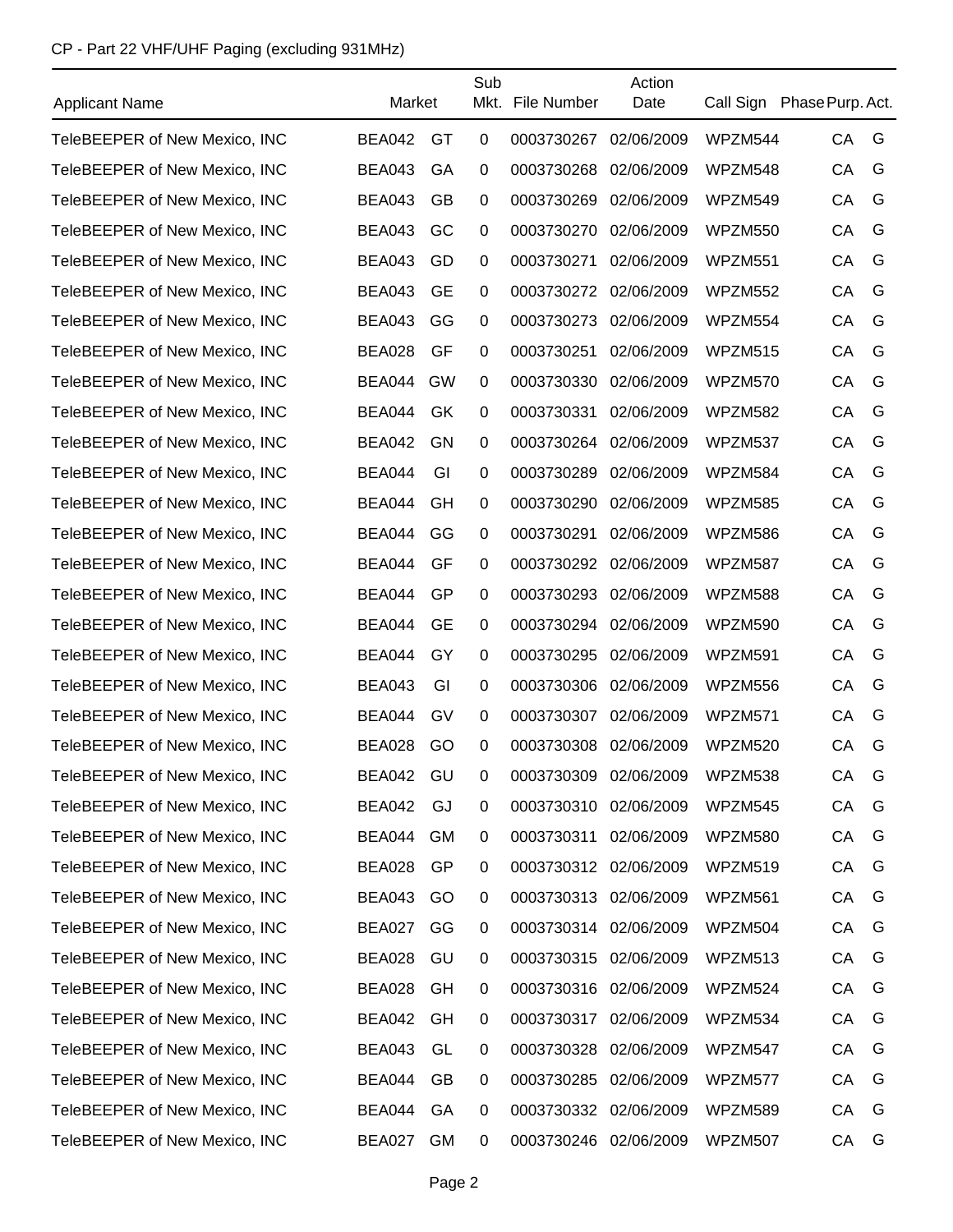CP - Part 22 VHF/UHF Paging (excluding 931MHz)

| Applicant Name | Market | | Sub Mkt. | File Number | Action Date | Call Sign | Phase | Purp. | Act. |
|---|---|---|---|---|---|---|---|---|---|
| TeleBEEPER of New Mexico, INC | BEA042 | GT | 0 | 0003730267 | 02/06/2009 | WPZM544 | | CA | G |
| TeleBEEPER of New Mexico, INC | BEA043 | GA | 0 | 0003730268 | 02/06/2009 | WPZM548 | | CA | G |
| TeleBEEPER of New Mexico, INC | BEA043 | GB | 0 | 0003730269 | 02/06/2009 | WPZM549 | | CA | G |
| TeleBEEPER of New Mexico, INC | BEA043 | GC | 0 | 0003730270 | 02/06/2009 | WPZM550 | | CA | G |
| TeleBEEPER of New Mexico, INC | BEA043 | GD | 0 | 0003730271 | 02/06/2009 | WPZM551 | | CA | G |
| TeleBEEPER of New Mexico, INC | BEA043 | GE | 0 | 0003730272 | 02/06/2009 | WPZM552 | | CA | G |
| TeleBEEPER of New Mexico, INC | BEA043 | GG | 0 | 0003730273 | 02/06/2009 | WPZM554 | | CA | G |
| TeleBEEPER of New Mexico, INC | BEA028 | GF | 0 | 0003730251 | 02/06/2009 | WPZM515 | | CA | G |
| TeleBEEPER of New Mexico, INC | BEA044 | GW | 0 | 0003730330 | 02/06/2009 | WPZM570 | | CA | G |
| TeleBEEPER of New Mexico, INC | BEA044 | GK | 0 | 0003730331 | 02/06/2009 | WPZM582 | | CA | G |
| TeleBEEPER of New Mexico, INC | BEA042 | GN | 0 | 0003730264 | 02/06/2009 | WPZM537 | | CA | G |
| TeleBEEPER of New Mexico, INC | BEA044 | GI | 0 | 0003730289 | 02/06/2009 | WPZM584 | | CA | G |
| TeleBEEPER of New Mexico, INC | BEA044 | GH | 0 | 0003730290 | 02/06/2009 | WPZM585 | | CA | G |
| TeleBEEPER of New Mexico, INC | BEA044 | GG | 0 | 0003730291 | 02/06/2009 | WPZM586 | | CA | G |
| TeleBEEPER of New Mexico, INC | BEA044 | GF | 0 | 0003730292 | 02/06/2009 | WPZM587 | | CA | G |
| TeleBEEPER of New Mexico, INC | BEA044 | GP | 0 | 0003730293 | 02/06/2009 | WPZM588 | | CA | G |
| TeleBEEPER of New Mexico, INC | BEA044 | GE | 0 | 0003730294 | 02/06/2009 | WPZM590 | | CA | G |
| TeleBEEPER of New Mexico, INC | BEA044 | GY | 0 | 0003730295 | 02/06/2009 | WPZM591 | | CA | G |
| TeleBEEPER of New Mexico, INC | BEA043 | GI | 0 | 0003730306 | 02/06/2009 | WPZM556 | | CA | G |
| TeleBEEPER of New Mexico, INC | BEA044 | GV | 0 | 0003730307 | 02/06/2009 | WPZM571 | | CA | G |
| TeleBEEPER of New Mexico, INC | BEA028 | GO | 0 | 0003730308 | 02/06/2009 | WPZM520 | | CA | G |
| TeleBEEPER of New Mexico, INC | BEA042 | GU | 0 | 0003730309 | 02/06/2009 | WPZM538 | | CA | G |
| TeleBEEPER of New Mexico, INC | BEA042 | GJ | 0 | 0003730310 | 02/06/2009 | WPZM545 | | CA | G |
| TeleBEEPER of New Mexico, INC | BEA044 | GM | 0 | 0003730311 | 02/06/2009 | WPZM580 | | CA | G |
| TeleBEEPER of New Mexico, INC | BEA028 | GP | 0 | 0003730312 | 02/06/2009 | WPZM519 | | CA | G |
| TeleBEEPER of New Mexico, INC | BEA043 | GO | 0 | 0003730313 | 02/06/2009 | WPZM561 | | CA | G |
| TeleBEEPER of New Mexico, INC | BEA027 | GG | 0 | 0003730314 | 02/06/2009 | WPZM504 | | CA | G |
| TeleBEEPER of New Mexico, INC | BEA028 | GU | 0 | 0003730315 | 02/06/2009 | WPZM513 | | CA | G |
| TeleBEEPER of New Mexico, INC | BEA028 | GH | 0 | 0003730316 | 02/06/2009 | WPZM524 | | CA | G |
| TeleBEEPER of New Mexico, INC | BEA042 | GH | 0 | 0003730317 | 02/06/2009 | WPZM534 | | CA | G |
| TeleBEEPER of New Mexico, INC | BEA043 | GL | 0 | 0003730328 | 02/06/2009 | WPZM547 | | CA | G |
| TeleBEEPER of New Mexico, INC | BEA044 | GB | 0 | 0003730285 | 02/06/2009 | WPZM577 | | CA | G |
| TeleBEEPER of New Mexico, INC | BEA044 | GA | 0 | 0003730332 | 02/06/2009 | WPZM589 | | CA | G |
| TeleBEEPER of New Mexico, INC | BEA027 | GM | 0 | 0003730246 | 02/06/2009 | WPZM507 | | CA | G |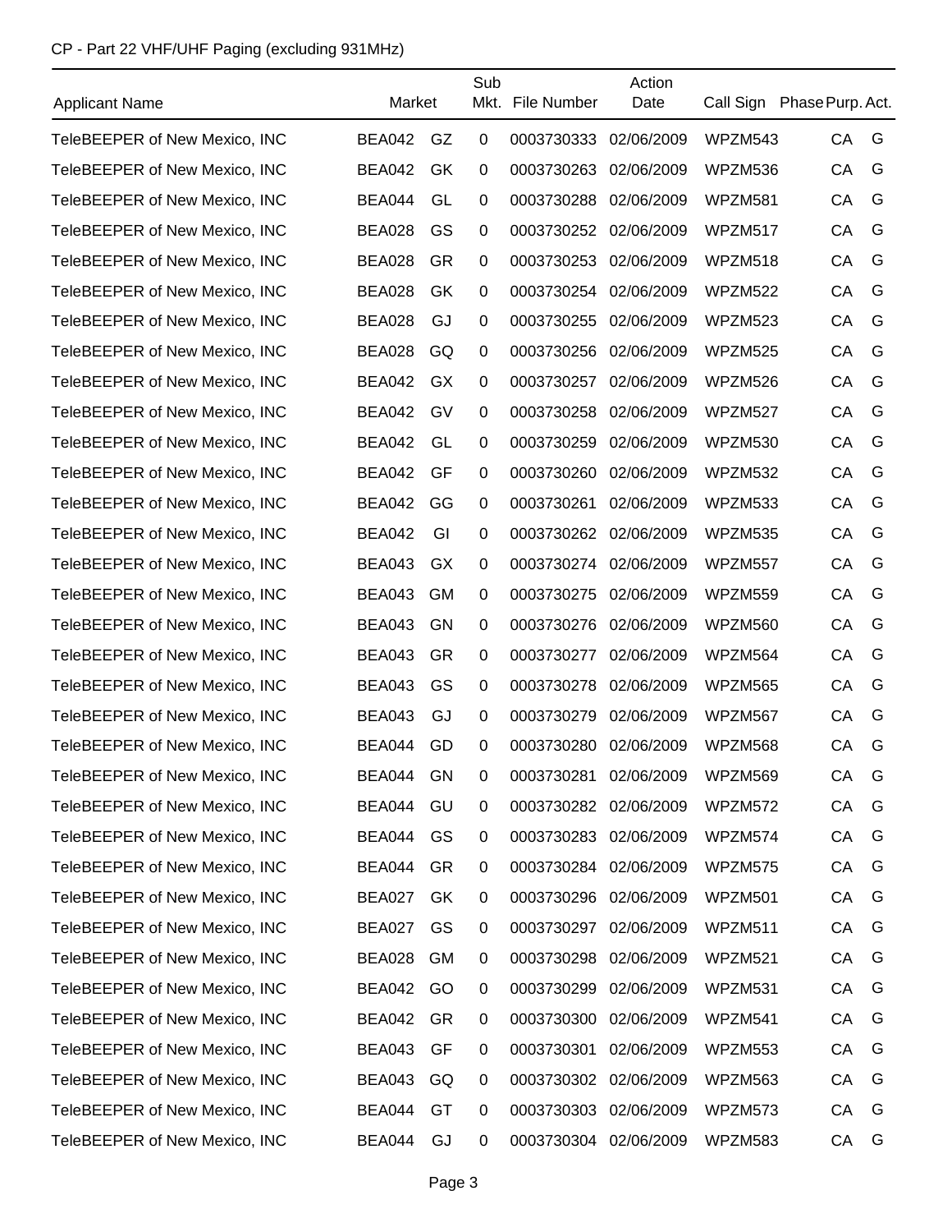CP - Part 22 VHF/UHF Paging (excluding 931MHz)

| Applicant Name | Market | | Sub Mkt. | File Number | Action Date | Call Sign | Phase | Purp. | Act. |
|---|---|---|---|---|---|---|---|---|---|
| TeleBEEPER of New Mexico, INC | BEA042 | GZ | 0 | 0003730333 | 02/06/2009 | WPZM543 | | CA | G |
| TeleBEEPER of New Mexico, INC | BEA042 | GK | 0 | 0003730263 | 02/06/2009 | WPZM536 | | CA | G |
| TeleBEEPER of New Mexico, INC | BEA044 | GL | 0 | 0003730288 | 02/06/2009 | WPZM581 | | CA | G |
| TeleBEEPER of New Mexico, INC | BEA028 | GS | 0 | 0003730252 | 02/06/2009 | WPZM517 | | CA | G |
| TeleBEEPER of New Mexico, INC | BEA028 | GR | 0 | 0003730253 | 02/06/2009 | WPZM518 | | CA | G |
| TeleBEEPER of New Mexico, INC | BEA028 | GK | 0 | 0003730254 | 02/06/2009 | WPZM522 | | CA | G |
| TeleBEEPER of New Mexico, INC | BEA028 | GJ | 0 | 0003730255 | 02/06/2009 | WPZM523 | | CA | G |
| TeleBEEPER of New Mexico, INC | BEA028 | GQ | 0 | 0003730256 | 02/06/2009 | WPZM525 | | CA | G |
| TeleBEEPER of New Mexico, INC | BEA042 | GX | 0 | 0003730257 | 02/06/2009 | WPZM526 | | CA | G |
| TeleBEEPER of New Mexico, INC | BEA042 | GV | 0 | 0003730258 | 02/06/2009 | WPZM527 | | CA | G |
| TeleBEEPER of New Mexico, INC | BEA042 | GL | 0 | 0003730259 | 02/06/2009 | WPZM530 | | CA | G |
| TeleBEEPER of New Mexico, INC | BEA042 | GF | 0 | 0003730260 | 02/06/2009 | WPZM532 | | CA | G |
| TeleBEEPER of New Mexico, INC | BEA042 | GG | 0 | 0003730261 | 02/06/2009 | WPZM533 | | CA | G |
| TeleBEEPER of New Mexico, INC | BEA042 | GI | 0 | 0003730262 | 02/06/2009 | WPZM535 | | CA | G |
| TeleBEEPER of New Mexico, INC | BEA043 | GX | 0 | 0003730274 | 02/06/2009 | WPZM557 | | CA | G |
| TeleBEEPER of New Mexico, INC | BEA043 | GM | 0 | 0003730275 | 02/06/2009 | WPZM559 | | CA | G |
| TeleBEEPER of New Mexico, INC | BEA043 | GN | 0 | 0003730276 | 02/06/2009 | WPZM560 | | CA | G |
| TeleBEEPER of New Mexico, INC | BEA043 | GR | 0 | 0003730277 | 02/06/2009 | WPZM564 | | CA | G |
| TeleBEEPER of New Mexico, INC | BEA043 | GS | 0 | 0003730278 | 02/06/2009 | WPZM565 | | CA | G |
| TeleBEEPER of New Mexico, INC | BEA043 | GJ | 0 | 0003730279 | 02/06/2009 | WPZM567 | | CA | G |
| TeleBEEPER of New Mexico, INC | BEA044 | GD | 0 | 0003730280 | 02/06/2009 | WPZM568 | | CA | G |
| TeleBEEPER of New Mexico, INC | BEA044 | GN | 0 | 0003730281 | 02/06/2009 | WPZM569 | | CA | G |
| TeleBEEPER of New Mexico, INC | BEA044 | GU | 0 | 0003730282 | 02/06/2009 | WPZM572 | | CA | G |
| TeleBEEPER of New Mexico, INC | BEA044 | GS | 0 | 0003730283 | 02/06/2009 | WPZM574 | | CA | G |
| TeleBEEPER of New Mexico, INC | BEA044 | GR | 0 | 0003730284 | 02/06/2009 | WPZM575 | | CA | G |
| TeleBEEPER of New Mexico, INC | BEA027 | GK | 0 | 0003730296 | 02/06/2009 | WPZM501 | | CA | G |
| TeleBEEPER of New Mexico, INC | BEA027 | GS | 0 | 0003730297 | 02/06/2009 | WPZM511 | | CA | G |
| TeleBEEPER of New Mexico, INC | BEA028 | GM | 0 | 0003730298 | 02/06/2009 | WPZM521 | | CA | G |
| TeleBEEPER of New Mexico, INC | BEA042 | GO | 0 | 0003730299 | 02/06/2009 | WPZM531 | | CA | G |
| TeleBEEPER of New Mexico, INC | BEA042 | GR | 0 | 0003730300 | 02/06/2009 | WPZM541 | | CA | G |
| TeleBEEPER of New Mexico, INC | BEA043 | GF | 0 | 0003730301 | 02/06/2009 | WPZM553 | | CA | G |
| TeleBEEPER of New Mexico, INC | BEA043 | GQ | 0 | 0003730302 | 02/06/2009 | WPZM563 | | CA | G |
| TeleBEEPER of New Mexico, INC | BEA044 | GT | 0 | 0003730303 | 02/06/2009 | WPZM573 | | CA | G |
| TeleBEEPER of New Mexico, INC | BEA044 | GJ | 0 | 0003730304 | 02/06/2009 | WPZM583 | | CA | G |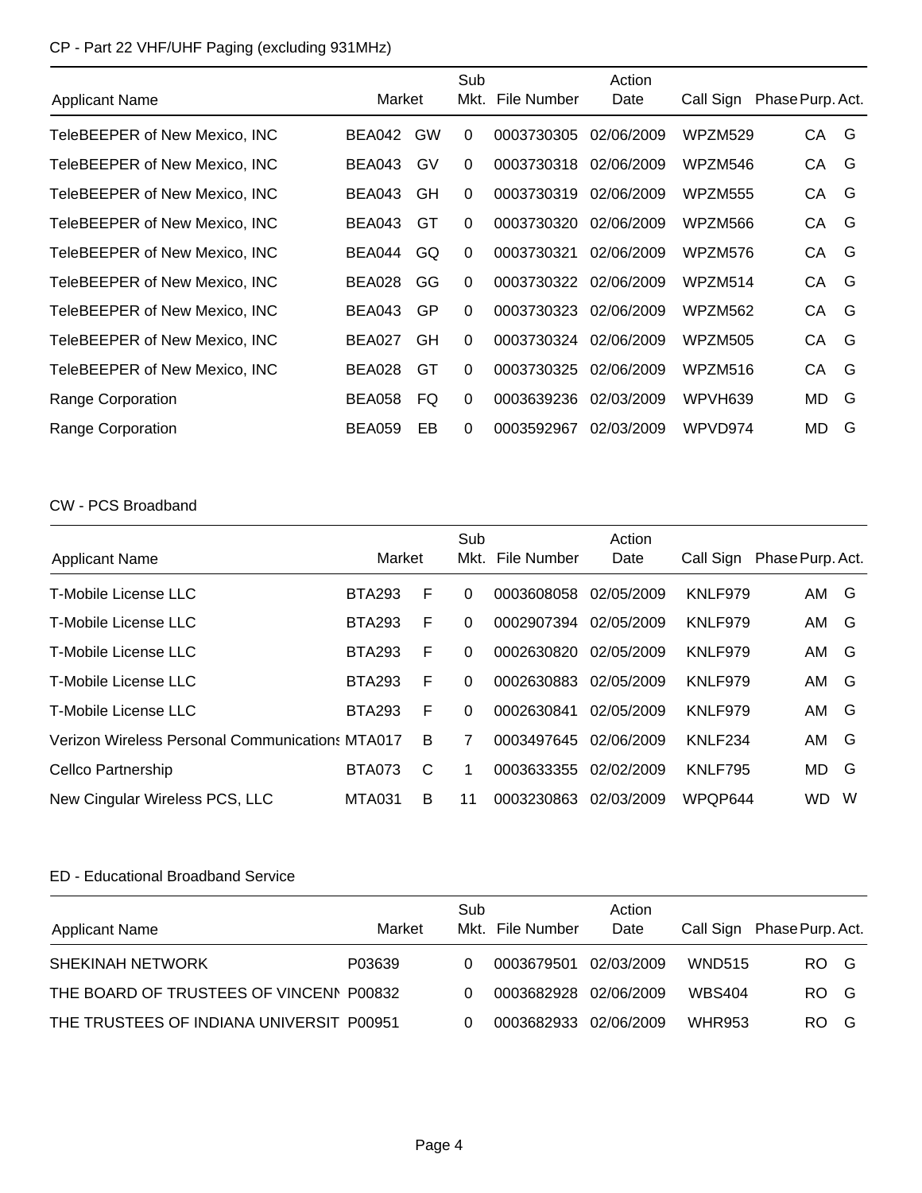CP - Part 22 VHF/UHF Paging (excluding 931MHz)

| Applicant Name | Market | | Sub Mkt. | File Number | Action Date | Call Sign | Phase | Purp. | Act. |
|---|---|---|---|---|---|---|---|---|---|
| TeleBEEPER of New Mexico, INC | BEA042 | GW | 0 | 0003730305 | 02/06/2009 | WPZM529 | | CA | G |
| TeleBEEPER of New Mexico, INC | BEA043 | GV | 0 | 0003730318 | 02/06/2009 | WPZM546 | | CA | G |
| TeleBEEPER of New Mexico, INC | BEA043 | GH | 0 | 0003730319 | 02/06/2009 | WPZM555 | | CA | G |
| TeleBEEPER of New Mexico, INC | BEA043 | GT | 0 | 0003730320 | 02/06/2009 | WPZM566 | | CA | G |
| TeleBEEPER of New Mexico, INC | BEA044 | GQ | 0 | 0003730321 | 02/06/2009 | WPZM576 | | CA | G |
| TeleBEEPER of New Mexico, INC | BEA028 | GG | 0 | 0003730322 | 02/06/2009 | WPZM514 | | CA | G |
| TeleBEEPER of New Mexico, INC | BEA043 | GP | 0 | 0003730323 | 02/06/2009 | WPZM562 | | CA | G |
| TeleBEEPER of New Mexico, INC | BEA027 | GH | 0 | 0003730324 | 02/06/2009 | WPZM505 | | CA | G |
| TeleBEEPER of New Mexico, INC | BEA028 | GT | 0 | 0003730325 | 02/06/2009 | WPZM516 | | CA | G |
| Range Corporation | BEA058 | FQ | 0 | 0003639236 | 02/03/2009 | WPVH639 | | MD | G |
| Range Corporation | BEA059 | EB | 0 | 0003592967 | 02/03/2009 | WPVD974 | | MD | G |

CW - PCS Broadband

| Applicant Name | Market | | Sub Mkt. | File Number | Action Date | Call Sign | Phase | Purp. | Act. |
|---|---|---|---|---|---|---|---|---|---|
| T-Mobile License LLC | BTA293 | F | 0 | 0003608058 | 02/05/2009 | KNLF979 | | AM | G |
| T-Mobile License LLC | BTA293 | F | 0 | 0002907394 | 02/05/2009 | KNLF979 | | AM | G |
| T-Mobile License LLC | BTA293 | F | 0 | 0002630820 | 02/05/2009 | KNLF979 | | AM | G |
| T-Mobile License LLC | BTA293 | F | 0 | 0002630883 | 02/05/2009 | KNLF979 | | AM | G |
| T-Mobile License LLC | BTA293 | F | 0 | 0002630841 | 02/05/2009 | KNLF979 | | AM | G |
| Verizon Wireless Personal Communications | MTA017 | B | 7 | 0003497645 | 02/06/2009 | KNLF234 | | AM | G |
| Cellco Partnership | BTA073 | C | 1 | 0003633355 | 02/02/2009 | KNLF795 | | MD | G |
| New Cingular Wireless PCS, LLC | MTA031 | B | 11 | 0003230863 | 02/03/2009 | WPQP644 | | WD | W |

ED - Educational Broadband Service

| Applicant Name | Market | Sub Mkt. | File Number | Action Date | Call Sign | Phase | Purp. | Act. |
|---|---|---|---|---|---|---|---|---|
| SHEKINAH NETWORK | P03639 | 0 | 0003679501 | 02/03/2009 | WND515 | | RO | G |
| THE BOARD OF TRUSTEES OF VINCENN | P00832 | 0 | 0003682928 | 02/06/2009 | WBS404 | | RO | G |
| THE TRUSTEES OF INDIANA UNIVERSIT | P00951 | 0 | 0003682933 | 02/06/2009 | WHR953 | | RO | G |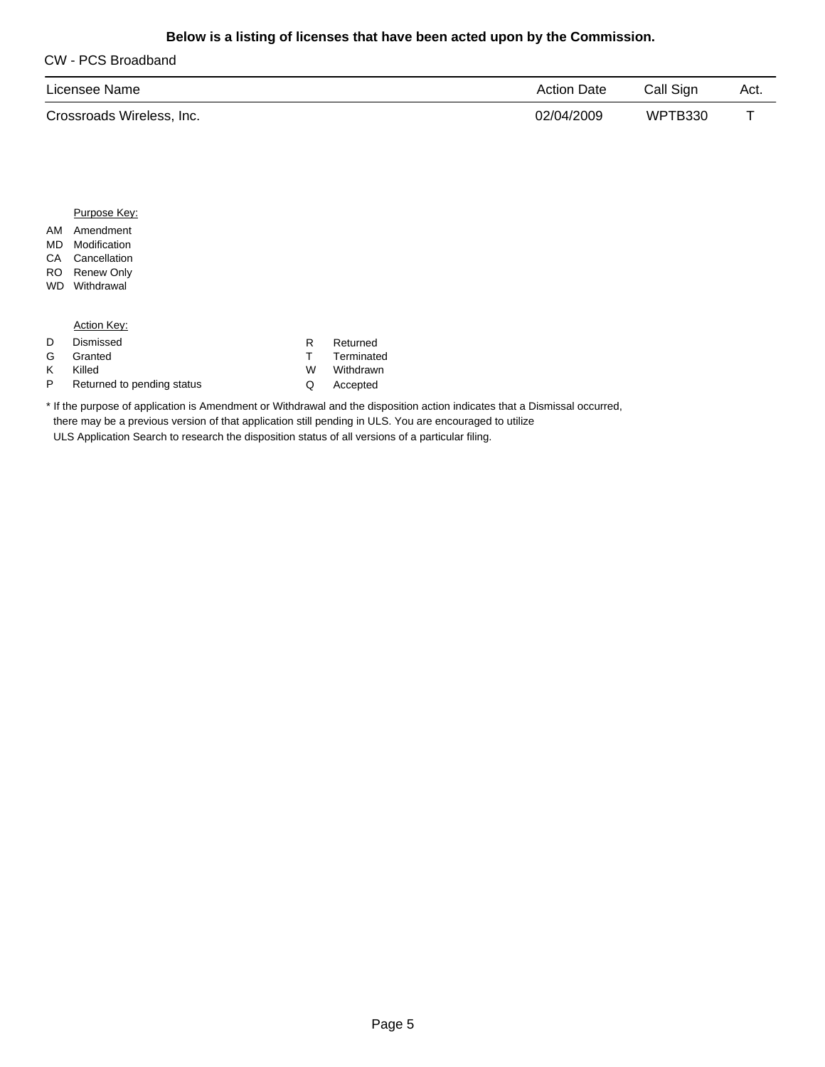**Below is a listing of licenses that have been acted upon by the Commission.**

CW - PCS Broadband

| Licensee Name | Action Date | Call Sign | Act. |
|---|---|---|---|
| Crossroads Wireless, Inc. | 02/04/2009 | WPTB330 | T |

Purpose Key:

- AM Amendment
- MD Modification
- CA Cancellation
- RO Renew Only
- WD Withdrawal

Action Key:

| | | | |
|---|---|---|---|
| D | Dismissed | R | Returned |
| G | Granted | T | Terminated |
| K | Killed | W | Withdrawn |
| P | Returned to pending status | Q | Accepted |

* If the purpose of application is Amendment or Withdrawal and the disposition action indicates that a Dismissal occurred, there may be a previous version of that application still pending in ULS. You are encouraged to utilize ULS Application Search to research the disposition status of all versions of a particular filing.